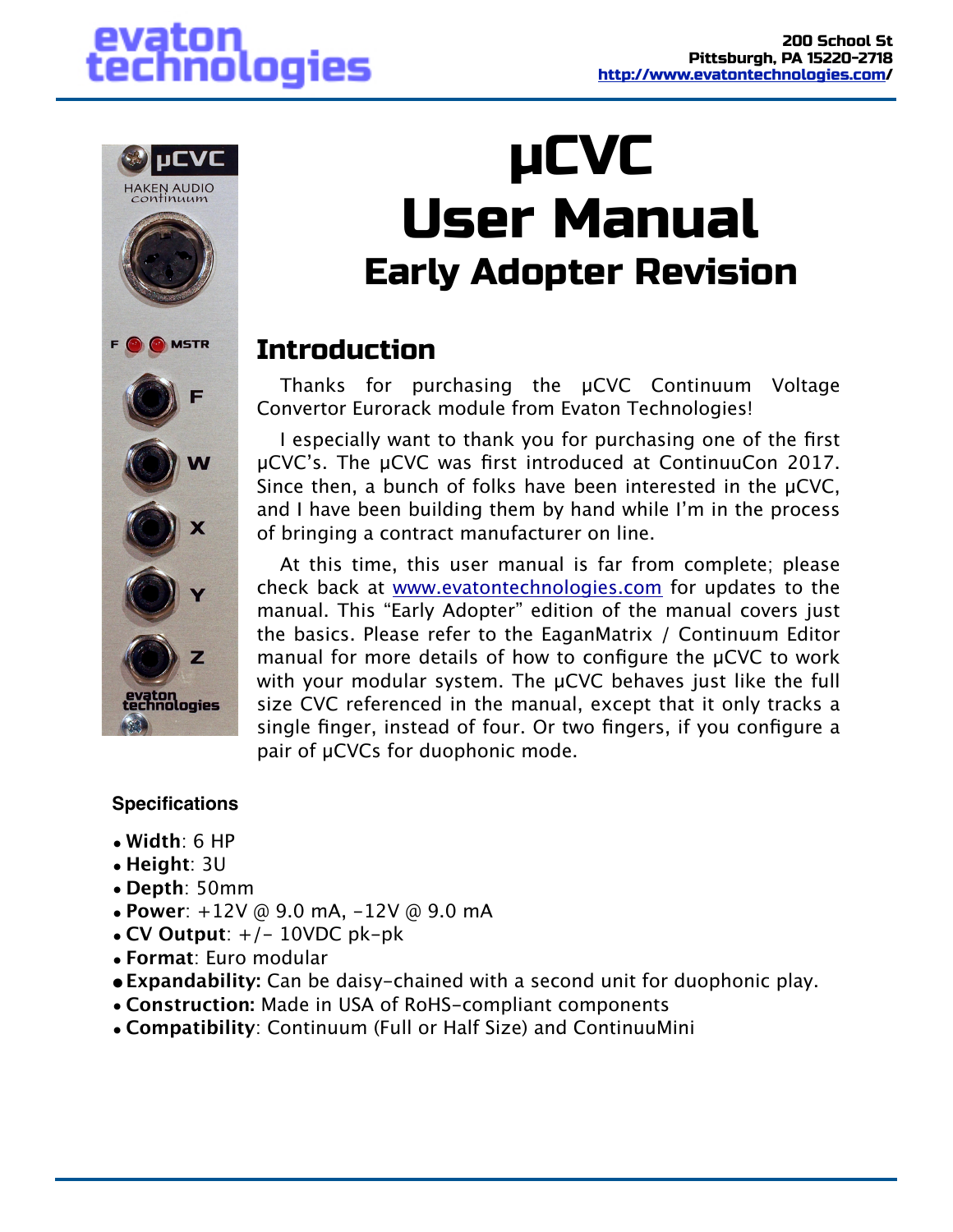evaton technologies

200 School St
Pittsburgh, PA 15220-2718
http://www.evatontechnologies.com/

# µCVC User Manual

## Early Adopter Revision

## Introduction

Thanks for purchasing the µCVC Continuum Voltage Convertor Eurorack module from Evaton Technologies!

I especially want to thank you for purchasing one of the first µCVC's. The µCVC was first introduced at ContinuuCon 2017. Since then, a bunch of folks have been interested in the µCVC, and I have been building them by hand while I'm in the process of bringing a contract manufacturer on line.

At this time, this user manual is far from complete; please check back at [www.evatontechnologies.com](http://www.evatontechnologies.com) for updates to the manual. This "Early Adopter" edition of the manual covers just the basics. Please refer to the EaganMatrix / Continuum Editor manual for more details of how to configure the µCVC to work with your modular system. The µCVC behaves just like the full size CVC referenced in the manual, except that it only tracks a single finger, instead of four. Or two fingers, if you configure a pair of µCVCs for duophonic mode.

### Specifications

- **Width**: 6 HP
- **Height**: 3U
- **Depth**: 50mm
- **Power**: +12V @ 9.0 mA, -12V @ 9.0 mA
- **CV Output**: +/- 10VDC pk-pk
- **Format**: Euro modular
- **Expandability:** Can be daisy-chained with a second unit for duophonic play.
- **Construction:** Made in USA of RoHS-compliant components
- **Compatibility**: Continuum (Full or Half Size) and ContinuuMini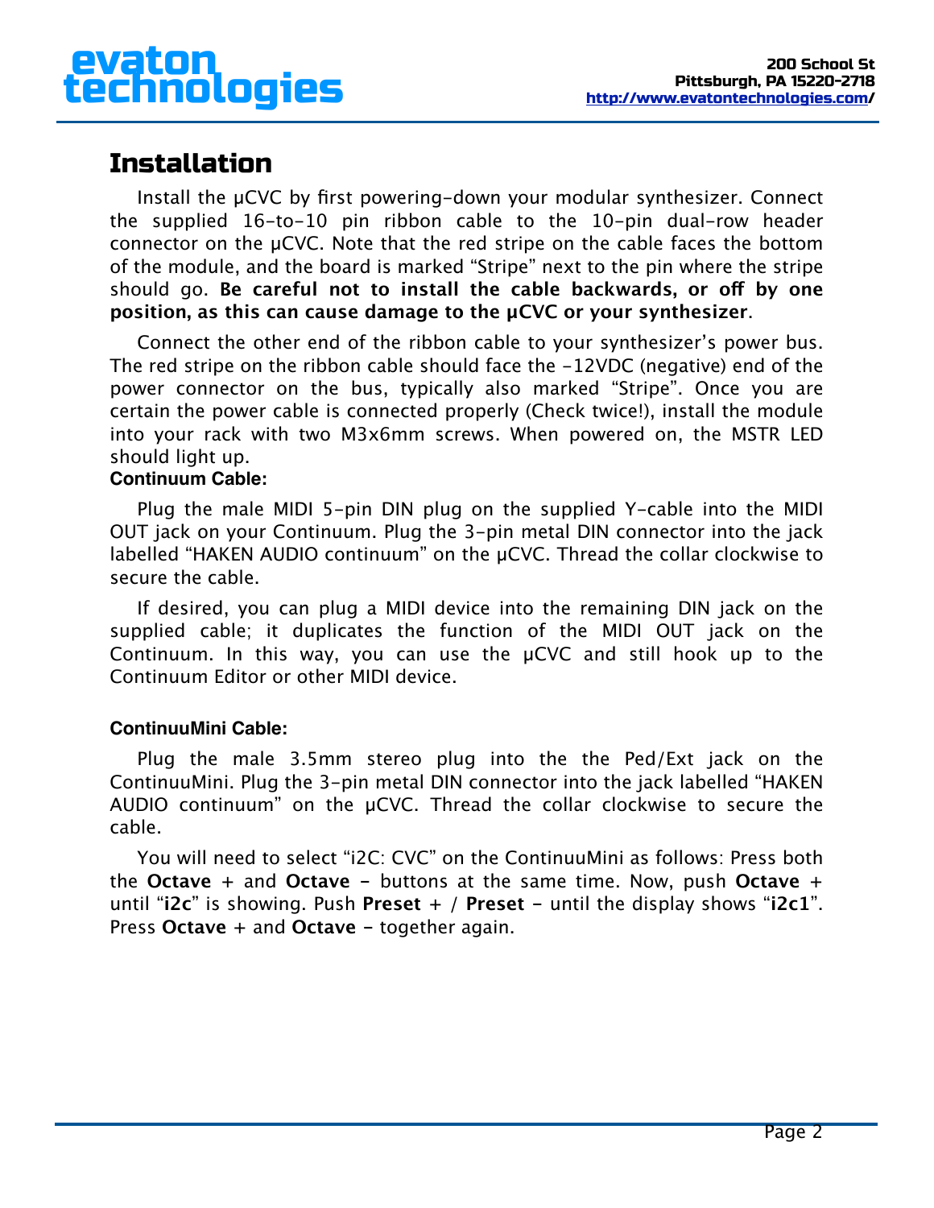## Installation

Install the µCVC by first powering-down your modular synthesizer. Connect the supplied 16-to-10 pin ribbon cable to the 10-pin dual-row header connector on the µCVC. Note that the red stripe on the cable faces the bottom of the module, and the board is marked “Stripe” next to the pin where the stripe should go. **Be careful not to install the cable backwards, or off by one position, as this can cause damage to the µCVC or your synthesizer**.

Connect the other end of the ribbon cable to your synthesizer’s power bus. The red stripe on the ribbon cable should face the -12VDC (negative) end of the power connector on the bus, typically also marked “Stripe”. Once you are certain the power cable is connected properly (Check twice!), install the module into your rack with two M3x6mm screws. When powered on, the MSTR LED should light up.

**Continuum Cable:**

Plug the male MIDI 5-pin DIN plug on the supplied Y-cable into the MIDI OUT jack on your Continuum. Plug the 3-pin metal DIN connector into the jack labelled “HAKEN AUDIO continuum” on the µCVC. Thread the collar clockwise to secure the cable.

If desired, you can plug a MIDI device into the remaining DIN jack on the supplied cable; it duplicates the function of the MIDI OUT jack on the Continuum. In this way, you can use the µCVC and still hook up to the Continuum Editor or other MIDI device.

**ContinuuMini Cable:**

Plug the male 3.5mm stereo plug into the the Ped/Ext jack on the ContinuuMini. Plug the 3-pin metal DIN connector into the jack labelled “HAKEN AUDIO continuum” on the µCVC. Thread the collar clockwise to secure the cable.

You will need to select “i2C: CVC” on the ContinuuMini as follows: Press both the **Octave** + and **Octave** - buttons at the same time. Now, push **Octave** + until “**i2c**” is showing. Push **Preset** + / **Preset** - until the display shows “**i2c1**”. Press **Octave** + and **Octave** - together again.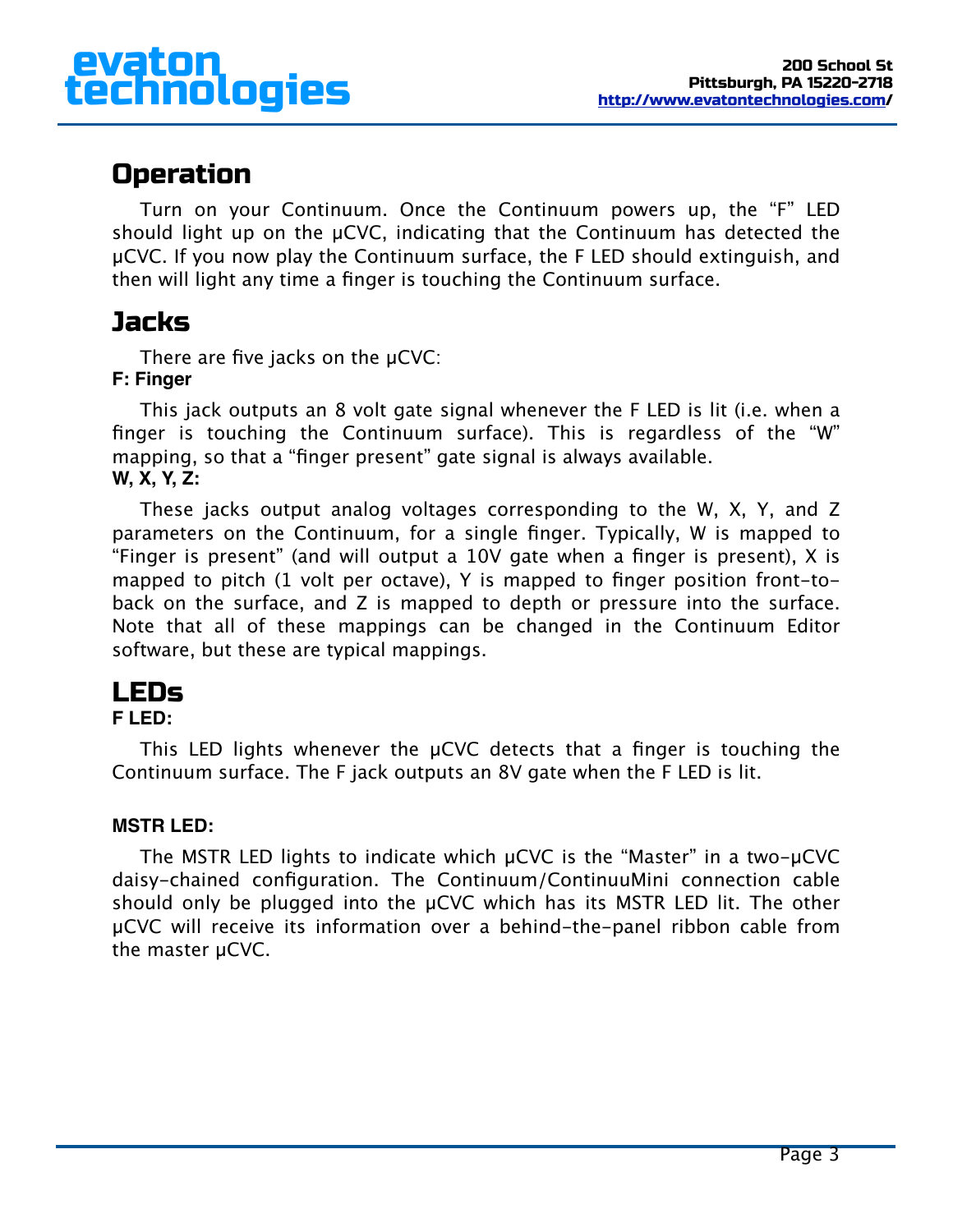## Operation

Turn on your Continuum. Once the Continuum powers up, the “F” LED should light up on the µCVC, indicating that the Continuum has detected the µCVC. If you now play the Continuum surface, the F LED should extinguish, and then will light any time a finger is touching the Continuum surface.

## Jacks

There are five jacks on the µCVC:

**F: Finger**

This jack outputs an 8 volt gate signal whenever the F LED is lit (i.e. when a finger is touching the Continuum surface). This is regardless of the “W” mapping, so that a “finger present” gate signal is always available.

**W, X, Y, Z:**

These jacks output analog voltages corresponding to the W, X, Y, and Z parameters on the Continuum, for a single finger. Typically, W is mapped to “Finger is present” (and will output a 10V gate when a finger is present), X is mapped to pitch (1 volt per octave), Y is mapped to finger position front-to-back on the surface, and Z is mapped to depth or pressure into the surface. Note that all of these mappings can be changed in the Continuum Editor software, but these are typical mappings.

## LEDs

**F LED:**

This LED lights whenever the µCVC detects that a finger is touching the Continuum surface. The F jack outputs an 8V gate when the F LED is lit.

**MSTR LED:**

The MSTR LED lights to indicate which µCVC is the “Master” in a two-µCVC daisy-chained configuration. The Continuum/ContinuuMini connection cable should only be plugged into the µCVC which has its MSTR LED lit. The other µCVC will receive its information over a behind-the-panel ribbon cable from the master µCVC.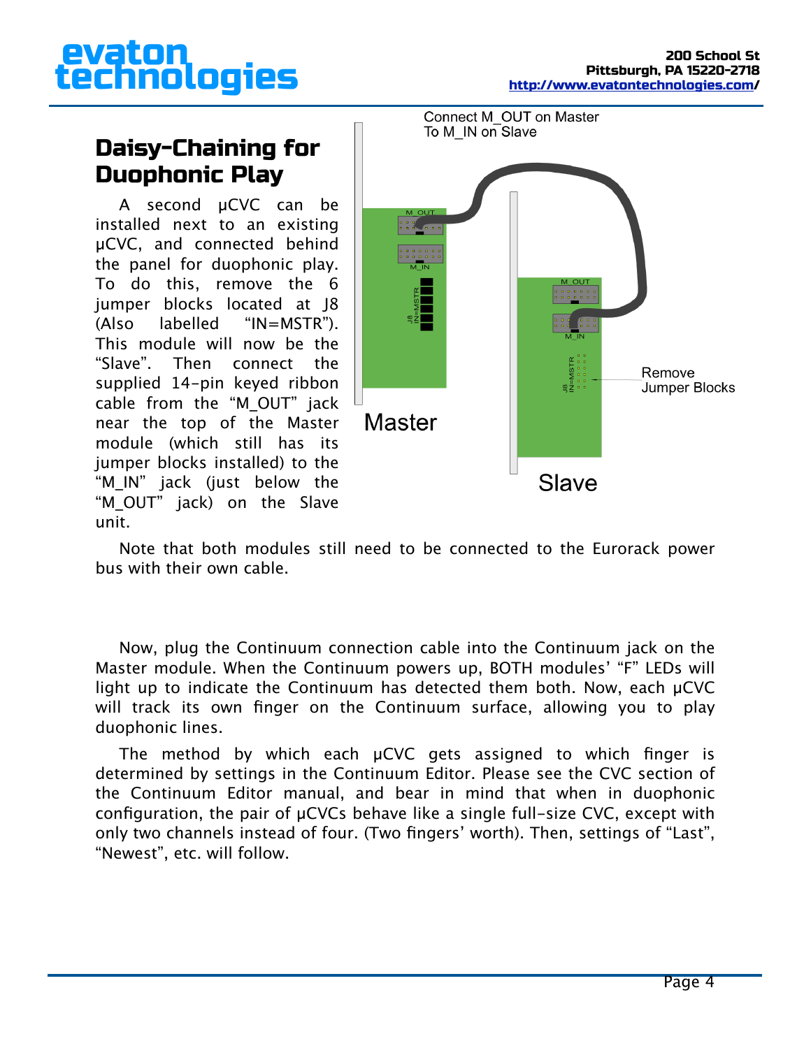## Daisy-Chaining for Duophonic Play

A second μCVC can be installed next to an existing μCVC, and connected behind the panel for duophonic play. To do this, remove the 6 jumper blocks located at J8 (Also labelled “IN=MSTR”). This module will now be the “Slave”. Then connect the supplied 14-pin keyed ribbon cable from the “M_OUT” jack near the top of the Master module (which still has its jumper blocks installed) to the “M_IN” jack (just below the “M_OUT” jack) on the Slave unit.

Note that both modules still need to be connected to the Eurorack power bus with their own cable.

Now, plug the Continuum connection cable into the Continuum jack on the Master module. When the Continuum powers up, BOTH modules’ “F” LEDs will light up to indicate the Continuum has detected them both. Now, each μCVC will track its own finger on the Continuum surface, allowing you to play duophonic lines.

The method by which each μCVC gets assigned to which finger is determined by settings in the Continuum Editor. Please see the CVC section of the Continuum Editor manual, and bear in mind that when in duophonic configuration, the pair of μCVCs behave like a single full-size CVC, except with only two channels instead of four. (Two fingers’ worth). Then, settings of “Last”, “Newest”, etc. will follow.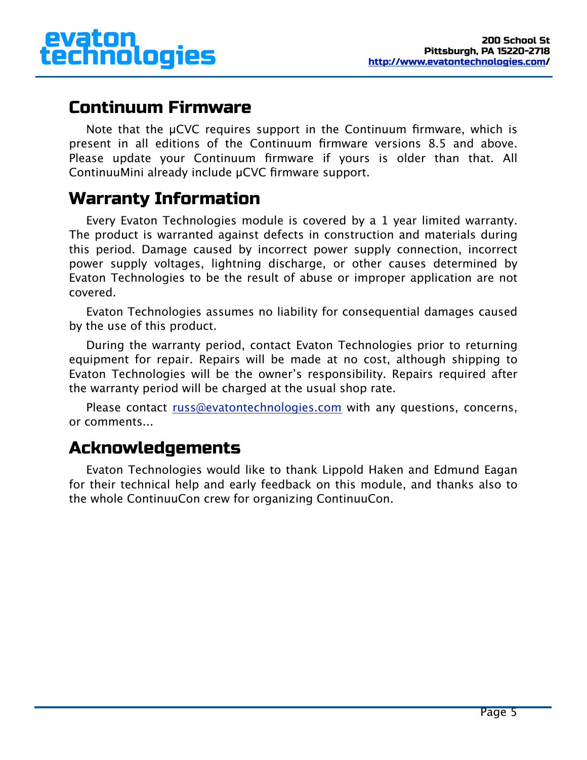## Continuum Firmware

Note that the µCVC requires support in the Continuum firmware, which is present in all editions of the Continuum firmware versions 8.5 and above. Please update your Continuum firmware if yours is older than that. All ContinuuMini already include µCVC firmware support.

## Warranty Information

Every Evaton Technologies module is covered by a 1 year limited warranty. The product is warranted against defects in construction and materials during this period. Damage caused by incorrect power supply connection, incorrect power supply voltages, lightning discharge, or other causes determined by Evaton Technologies to be the result of abuse or improper application are not covered.

Evaton Technologies assumes no liability for consequential damages caused by the use of this product.

During the warranty period, contact Evaton Technologies prior to returning equipment for repair. Repairs will be made at no cost, although shipping to Evaton Technologies will be the owner's responsibility. Repairs required after the warranty period will be charged at the usual shop rate.

Please contact russ@evatontechnologies.com with any questions, concerns, or comments...

## Acknowledgements

Evaton Technologies would like to thank Lippold Haken and Edmund Eagan for their technical help and early feedback on this module, and thanks also to the whole ContinuuCon crew for organizing ContinuuCon.